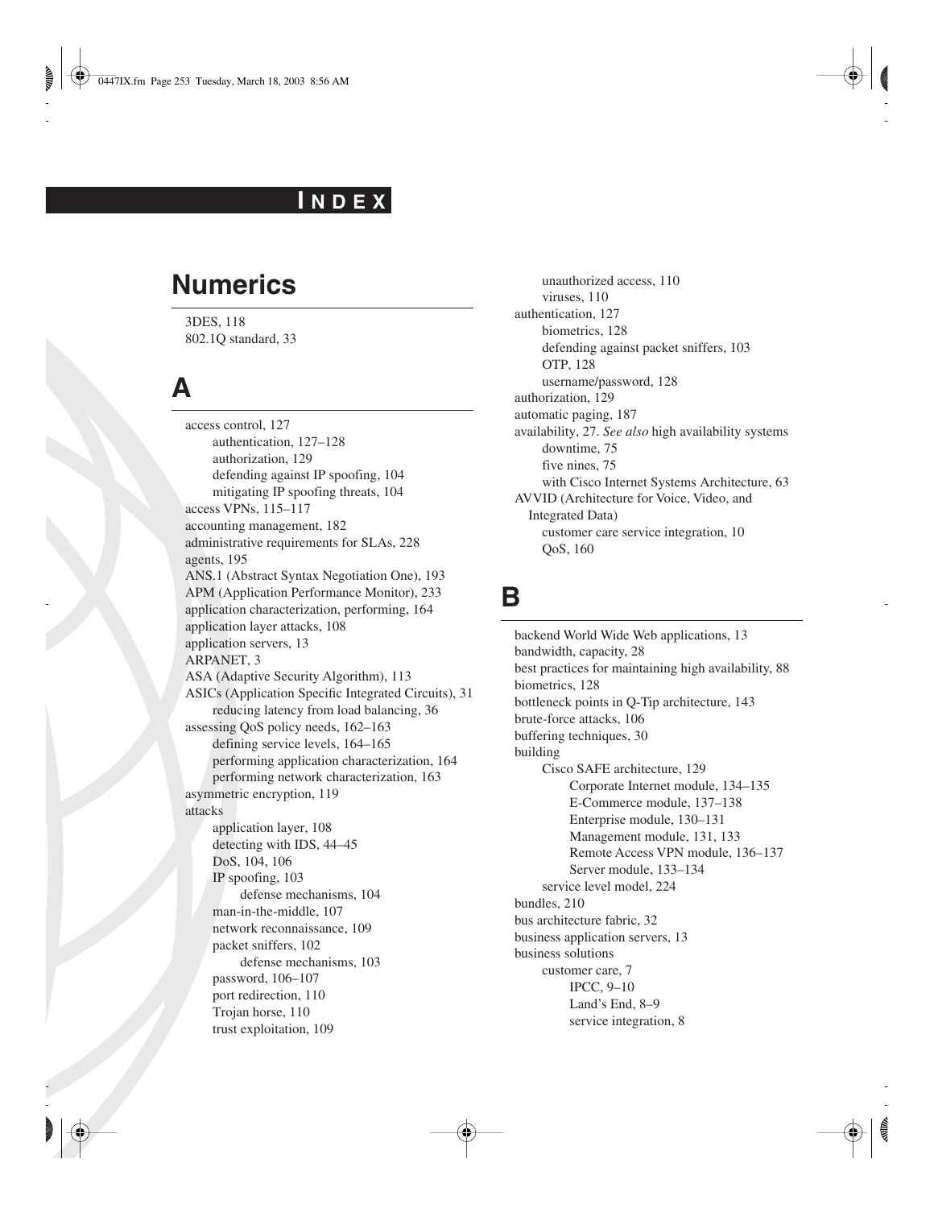# INDEX

## Numerics

3DES, 118
802.1Q standard, 33

## A

access control, 127
- authentication, 127–128
- authorization, 129
- defending against IP spoofing, 104
- mitigating IP spoofing threats, 104

access VPNs, 115–117
accounting management, 182
administrative requirements for SLAs, 228
agents, 195
ANS.1 (Abstract Syntax Negotiation One), 193
APM (Application Performance Monitor), 233
application characterization, performing, 164
application layer attacks, 108
application servers, 13
ARPANET, 3
ASA (Adaptive Security Algorithm), 113
ASICs (Application Specific Integrated Circuits), 31
- reducing latency from load balancing, 36

assessing QoS policy needs, 162–163
- defining service levels, 164–165
- performing application characterization, 164
- performing network characterization, 163

asymmetric encryption, 119
attacks
- application layer, 108
- detecting with IDS, 44–45
- DoS, 104, 106
- IP spoofing, 103
  - defense mechanisms, 104
- man-in-the-middle, 107
- network reconnaissance, 109
- packet sniffers, 102
  - defense mechanisms, 103
- password, 106–107
- port redirection, 110
- Trojan horse, 110
- trust exploitation, 109
- unauthorized access, 110
- viruses, 110

authentication, 127
- biometrics, 128
- defending against packet sniffers, 103
- OTP, 128
- username/password, 128

authorization, 129
automatic paging, 187
availability, 27. *See also* high availability systems
- downtime, 75
- five nines, 75
- with Cisco Internet Systems Architecture, 63

AVVID (Architecture for Voice, Video, and Integrated Data)
- customer care service integration, 10
- QoS, 160

## B

backend World Wide Web applications, 13
bandwidth, capacity, 28
best practices for maintaining high availability, 88
biometrics, 128
bottleneck points in Q-Tip architecture, 143
brute-force attacks, 106
buffering techniques, 30
building
- Cisco SAFE architecture, 129
  - Corporate Internet module, 134–135
  - E-Commerce module, 137–138
  - Enterprise module, 130–131
  - Management module, 131, 133
  - Remote Access VPN module, 136–137
  - Server module, 133–134
- service level model, 224

bundles, 210
bus architecture fabric, 32
business application servers, 13
business solutions
- customer care, 7
  - IPCC, 9–10
  - Land's End, 8–9
  - service integration, 8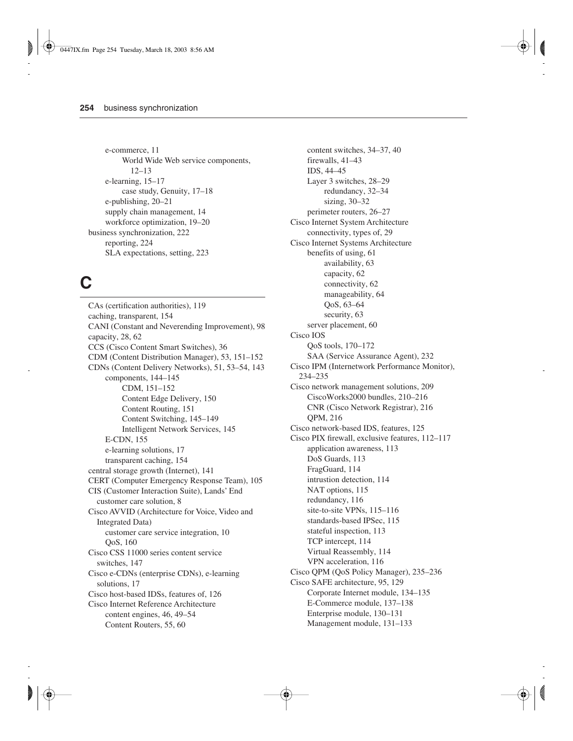e-commerce, 11
  World Wide Web service components, 12–13
e-learning, 15–17
  case study, Genuity, 17–18
e-publishing, 20–21
supply chain management, 14
workforce optimization, 19–20

business synchronization, 222
  reporting, 224
  SLA expectations, setting, 223

# C

CAs (certification authorities), 119
caching, transparent, 154
CANI (Constant and Neverending Improvement), 98
capacity, 28, 62
CCS (Cisco Content Smart Switches), 36
CDM (Content Distribution Manager), 53, 151–152
CDNs (Content Delivery Networks), 51, 53–54, 143
  components, 144–145
    CDM, 151–152
    Content Edge Delivery, 150
    Content Routing, 151
    Content Switching, 145–149
    Intelligent Network Services, 145
  E-CDN, 155
  e-learning solutions, 17
  transparent caching, 154
central storage growth (Internet), 141
CERT (Computer Emergency Response Team), 105
CIS (Customer Interaction Suite), Lands' End customer care solution, 8
Cisco AVVID (Architecture for Voice, Video and Integrated Data)
  customer care service integration, 10
  QoS, 160
Cisco CSS 11000 series content service switches, 147
Cisco e-CDNs (enterprise CDNs), e-learning solutions, 17
Cisco host-based IDSs, features of, 126
Cisco Internet Reference Architecture
  content engines, 46, 49–54
  Content Routers, 55, 60
  content switches, 34–37, 40
  firewalls, 41–43
  IDS, 44–45
  Layer 3 switches, 28–29
    redundancy, 32–34
    sizing, 30–32
  perimeter routers, 26–27
Cisco Internet System Architecture
  connectivity, types of, 29
Cisco Internet Systems Architecture
  benefits of using, 61
    availability, 63
    capacity, 62
    connectivity, 62
    manageability, 64
    QoS, 63–64
    security, 63
  server placement, 60
Cisco IOS
  QoS tools, 170–172
  SAA (Service Assurance Agent), 232
Cisco IPM (Internetwork Performance Monitor), 234–235
Cisco network management solutions, 209
  CiscoWorks2000 bundles, 210–216
  CNR (Cisco Network Registrar), 216
  QPM, 216
Cisco network-based IDS, features, 125
Cisco PIX firewall, exclusive features, 112–117
  application awareness, 113
  DoS Guards, 113
  FragGuard, 114
  intrusion detection, 114
  NAT options, 115
  redundancy, 116
  site-to-site VPNs, 115–116
  standards-based IPSec, 115
  stateful inspection, 113
  TCP intercept, 114
  Virtual Reassembly, 114
  VPN acceleration, 116
Cisco QPM (QoS Policy Manager), 235–236
Cisco SAFE architecture, 95, 129
  Corporate Internet module, 134–135
  E-Commerce module, 137–138
  Enterprise module, 130–131
  Management module, 131–133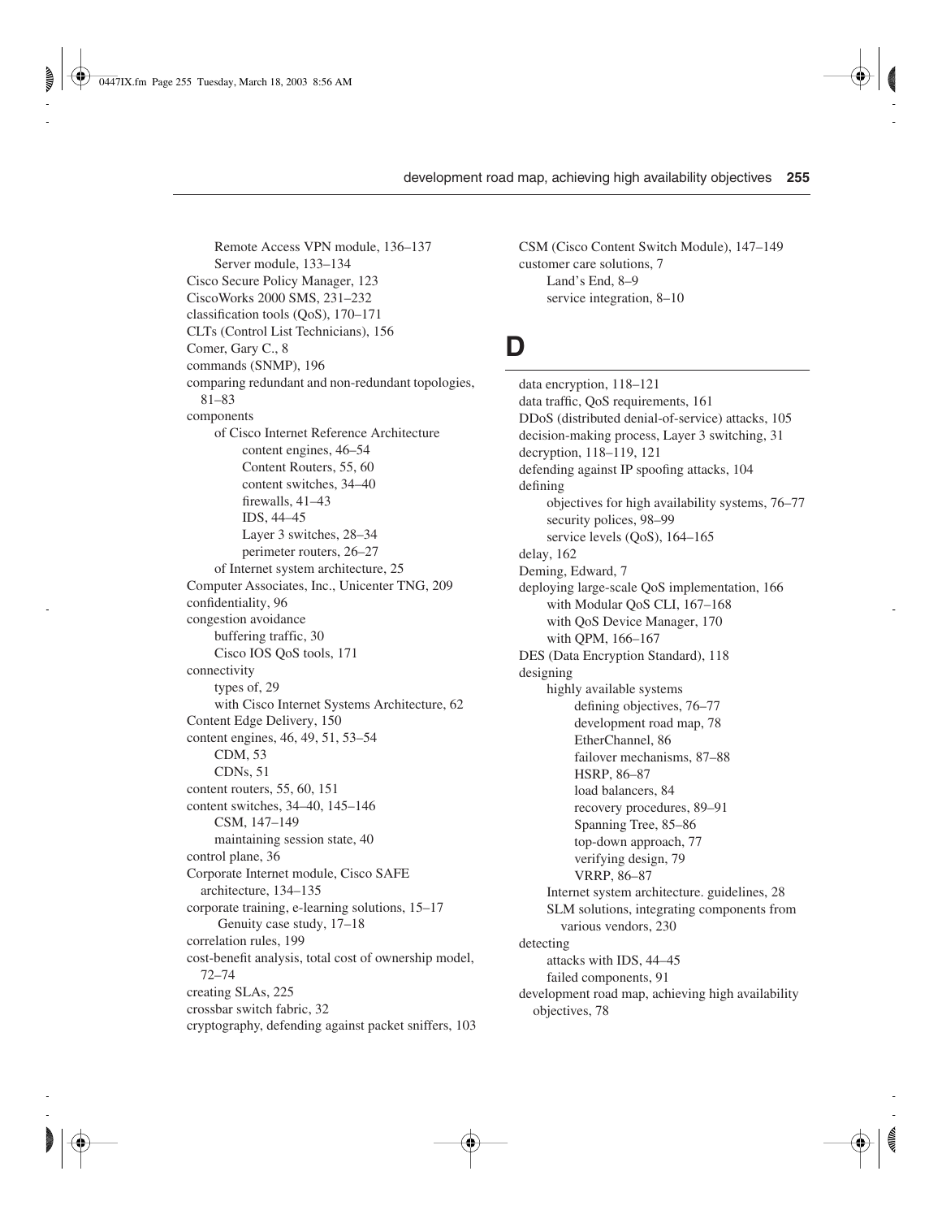- Remote Access VPN module, 136–137
  - Server module, 133–134
- Cisco Secure Policy Manager, 123
- CiscoWorks 2000 SMS, 231–232
- classification tools (QoS), 170–171
- CLTs (Control List Technicians), 156
- Comer, Gary C., 8
- commands (SNMP), 196
- comparing redundant and non-redundant topologies, 81–83
- components
  - of Cisco Internet Reference Architecture
    - content engines, 46–54
    - Content Routers, 55, 60
    - content switches, 34–40
    - firewalls, 41–43
    - IDS, 44–45
    - Layer 3 switches, 28–34
    - perimeter routers, 26–27
  - of Internet system architecture, 25
- Computer Associates, Inc., Unicenter TNG, 209
- confidentiality, 96
- congestion avoidance
  - buffering traffic, 30
  - Cisco IOS QoS tools, 171
- connectivity
  - types of, 29
  - with Cisco Internet Systems Architecture, 62
- Content Edge Delivery, 150
- content engines, 46, 49, 51, 53–54
  - CDM, 53
  - CDNs, 51
- content routers, 55, 60, 151
- content switches, 34–40, 145–146
  - CSM, 147–149
  - maintaining session state, 40
- control plane, 36
- Corporate Internet module, Cisco SAFE architecture, 134–135
- corporate training, e-learning solutions, 15–17
  - Genuity case study, 17–18
- correlation rules, 199
- cost-benefit analysis, total cost of ownership model, 72–74
- creating SLAs, 225
- crossbar switch fabric, 32
- cryptography, defending against packet sniffers, 103
- CSM (Cisco Content Switch Module), 147–149
- customer care solutions, 7
  - Land's End, 8–9
  - service integration, 8–10

# D

- data encryption, 118–121
- data traffic, QoS requirements, 161
- DDoS (distributed denial-of-service) attacks, 105
- decision-making process, Layer 3 switching, 31
- decryption, 118–119, 121
- defending against IP spoofing attacks, 104
- defining
  - objectives for high availability systems, 76–77
  - security polices, 98–99
  - service levels (QoS), 164–165
- delay, 162
- Deming, Edward, 7
- deploying large-scale QoS implementation, 166
  - with Modular QoS CLI, 167–168
  - with QoS Device Manager, 170
  - with QPM, 166–167
- DES (Data Encryption Standard), 118
- designing
  - highly available systems
    - defining objectives, 76–77
    - development road map, 78
    - EtherChannel, 86
    - failover mechanisms, 87–88
    - HSRP, 86–87
    - load balancers, 84
    - recovery procedures, 89–91
    - Spanning Tree, 85–86
    - top-down approach, 77
    - verifying design, 79
    - VRRP, 86–87
  - Internet system architecture. guidelines, 28
  - SLM solutions, integrating components from various vendors, 230
- detecting
  - attacks with IDS, 44–45
  - failed components, 91
- development road map, achieving high availability objectives, 78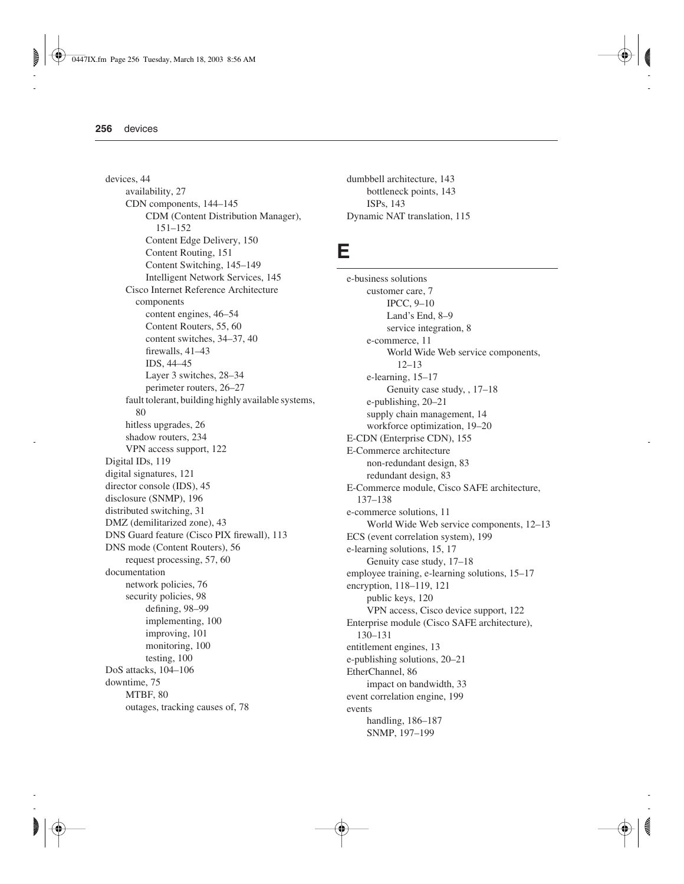devices, 44
- availability, 27
- CDN components, 144–145
  - CDM (Content Distribution Manager), 151–152
  - Content Edge Delivery, 150
  - Content Routing, 151
  - Content Switching, 145–149
  - Intelligent Network Services, 145
- Cisco Internet Reference Architecture components
  - content engines, 46–54
  - Content Routers, 55, 60
  - content switches, 34–37, 40
  - firewalls, 41–43
  - IDS, 44–45
  - Layer 3 switches, 28–34
  - perimeter routers, 26–27
- fault tolerant, building highly available systems, 80
- hitless upgrades, 26
- shadow routers, 234
- VPN access support, 122

Digital IDs, 119
digital signatures, 121
director console (IDS), 45
disclosure (SNMP), 196
distributed switching, 31
DMZ (demilitarized zone), 43
DNS Guard feature (Cisco PIX firewall), 113
DNS mode (Content Routers), 56
- request processing, 57, 60

documentation
- network policies, 76
- security policies, 98
  - defining, 98–99
  - implementing, 100
  - improving, 101
  - monitoring, 100
  - testing, 100

DoS attacks, 104–106
downtime, 75
- MTBF, 80
- outages, tracking causes of, 78

dumbbell architecture, 143
- bottleneck points, 143
- ISPs, 143

Dynamic NAT translation, 115

# E

e-business solutions
- customer care, 7
  - IPCC, 9–10
  - Land's End, 8–9
  - service integration, 8
- e-commerce, 11
  - World Wide Web service components, 12–13
- e-learning, 15–17
  - Genuity case study, , 17–18
- e-publishing, 20–21
- supply chain management, 14
- workforce optimization, 19–20

E-CDN (Enterprise CDN), 155
E-Commerce architecture
- non-redundant design, 83
- redundant design, 83

E-Commerce module, Cisco SAFE architecture, 137–138
e-commerce solutions, 11
- World Wide Web service components, 12–13

ECS (event correlation system), 199
e-learning solutions, 15, 17
- Genuity case study, 17–18

employee training, e-learning solutions, 15–17
encryption, 118–119, 121
- public keys, 120
- VPN access, Cisco device support, 122

Enterprise module (Cisco SAFE architecture), 130–131
entitlement engines, 13
e-publishing solutions, 20–21
EtherChannel, 86
- impact on bandwidth, 33

event correlation engine, 199
events
- handling, 186–187
- SNMP, 197–199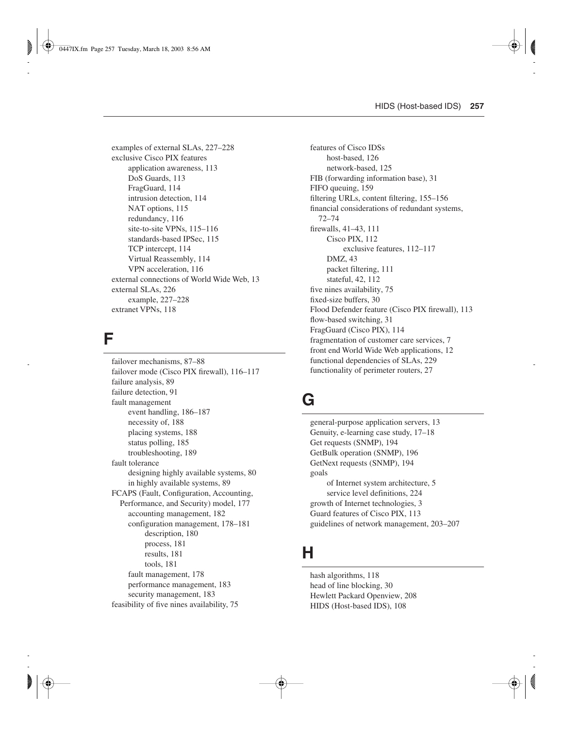examples of external SLAs, 227–228
exclusive Cisco PIX features
- application awareness, 113
- DoS Guards, 113
- FragGuard, 114
- intrusion detection, 114
- NAT options, 115
- redundancy, 116
- site-to-site VPNs, 115–116
- standards-based IPSec, 115
- TCP intercept, 114
- Virtual Reassembly, 114
- VPN acceleration, 116

external connections of World Wide Web, 13
external SLAs, 226
- example, 227–228

extranet VPNs, 118

## F

failover mechanisms, 87–88
failover mode (Cisco PIX firewall), 116–117
failure analysis, 89
failure detection, 91
fault management
- event handling, 186–187
- necessity of, 188
- placing systems, 188
- status polling, 185
- troubleshooting, 189

fault tolerance
- designing highly available systems, 80
- in highly available systems, 89

FCAPS (Fault, Configuration, Accounting, Performance, and Security) model, 177
- accounting management, 182
- configuration management, 178–181
  - description, 180
  - process, 181
  - results, 181
  - tools, 181
- fault management, 178
- performance management, 183
- security management, 183

feasibility of five nines availability, 75
features of Cisco IDSs
- host-based, 126
- network-based, 125

FIB (forwarding information base), 31
FIFO queuing, 159
filtering URLs, content filtering, 155–156
financial considerations of redundant systems, 72–74
firewalls, 41–43, 111
- Cisco PIX, 112
  - exclusive features, 112–117
- DMZ, 43
- packet filtering, 111
- stateful, 42, 112

five nines availability, 75
fixed-size buffers, 30
Flood Defender feature (Cisco PIX firewall), 113
flow-based switching, 31
FragGuard (Cisco PIX), 114
fragmentation of customer care services, 7
front end World Wide Web applications, 12
functional dependencies of SLAs, 229
functionality of perimeter routers, 27

## G

general-purpose application servers, 13
Genuity, e-learning case study, 17–18
Get requests (SNMP), 194
GetBulk operation (SNMP), 196
GetNext requests (SNMP), 194
goals
- of Internet system architecture, 5
- service level definitions, 224

growth of Internet technologies, 3
Guard features of Cisco PIX, 113
guidelines of network management, 203–207

## H

hash algorithms, 118
head of line blocking, 30
Hewlett Packard Openview, 208
HIDS (Host-based IDS), 108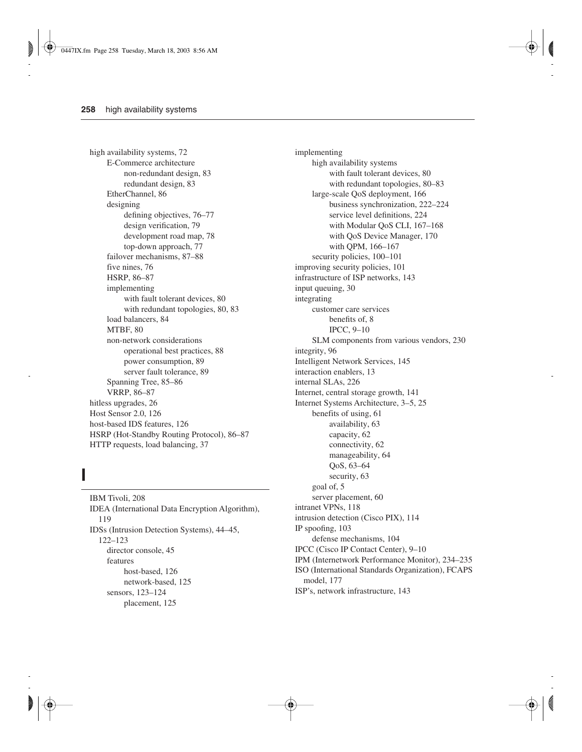high availability systems, 72
  - E-Commerce architecture
    - non-redundant design, 83
    - redundant design, 83
  - EtherChannel, 86
  - designing
    - defining objectives, 76–77
    - design verification, 79
    - development road map, 78
    - top-down approach, 77
  - failover mechanisms, 87–88
  - five nines, 76
  - HSRP, 86–87
  - implementing
    - with fault tolerant devices, 80
    - with redundant topologies, 80, 83
  - load balancers, 84
  - MTBF, 80
  - non-network considerations
    - operational best practices, 88
    - power consumption, 89
    - server fault tolerance, 89
  - Spanning Tree, 85–86
  - VRRP, 86–87

hitless upgrades, 26

Host Sensor 2.0, 126

host-based IDS features, 126

HSRP (Hot-Standby Routing Protocol), 86–87

HTTP requests, load balancing, 37

# I

IBM Tivoli, 208

IDEA (International Data Encryption Algorithm), 119

IDSs (Intrusion Detection Systems), 44–45, 122–123
  - director console, 45
  - features
    - host-based, 126
    - network-based, 125
  - sensors, 123–124
    - placement, 125

implementing
  - high availability systems
    - with fault tolerant devices, 80
    - with redundant topologies, 80–83
  - large-scale QoS deployment, 166
    - business synchronization, 222–224
    - service level definitions, 224
    - with Modular QoS CLI, 167–168
    - with QoS Device Manager, 170
    - with QPM, 166–167
  - security policies, 100–101

improving security policies, 101

infrastructure of ISP networks, 143

input queuing, 30

integrating
  - customer care services
    - benefits of, 8
    - IPCC, 9–10
  - SLM components from various vendors, 230

integrity, 96

Intelligent Network Services, 145

interaction enablers, 13

internal SLAs, 226

Internet, central storage growth, 141

Internet Systems Architecture, 3–5, 25
  - benefits of using, 61
    - availability, 63
    - capacity, 62
    - connectivity, 62
    - manageability, 64
    - QoS, 63–64
    - security, 63
  - goal of, 5
  - server placement, 60

intranet VPNs, 118

intrusion detection (Cisco PIX), 114

IP spoofing, 103
  - defense mechanisms, 104

IPCC (Cisco IP Contact Center), 9–10

IPM (Internetwork Performance Monitor), 234–235

ISO (International Standards Organization), FCAPS model, 177

ISP's, network infrastructure, 143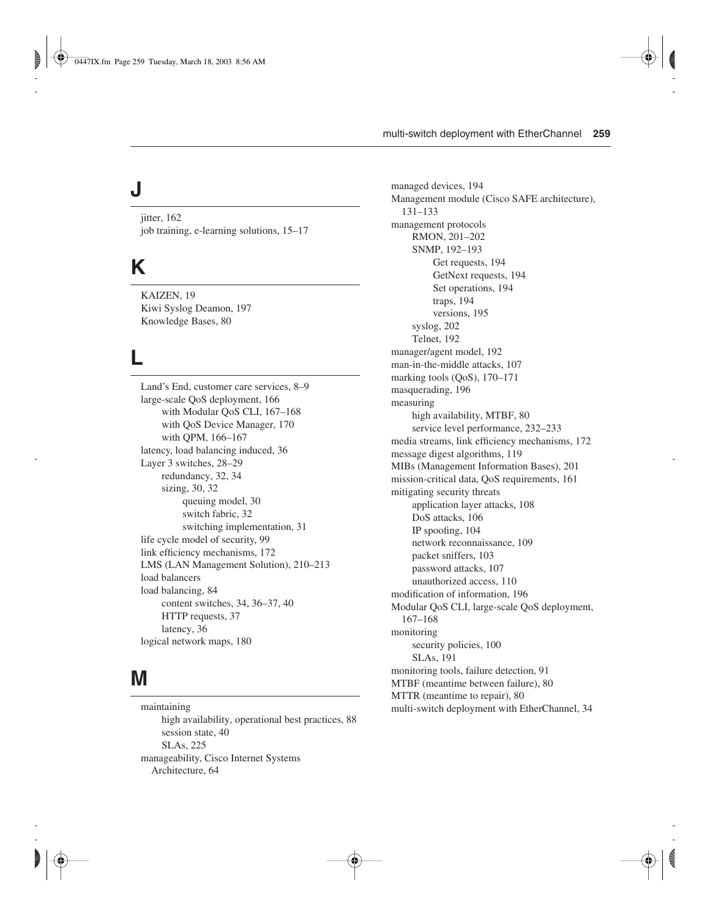## J

jitter, 162
job training, e-learning solutions, 15–17

## K

KAIZEN, 19
Kiwi Syslog Deamon, 197
Knowledge Bases, 80

## L

Land's End, customer care services, 8–9
large-scale QoS deployment, 166
- with Modular QoS CLI, 167–168
- with QoS Device Manager, 170
- with QPM, 166–167

latency, load balancing induced, 36
Layer 3 switches, 28–29
- redundancy, 32, 34
- sizing, 30, 32
  - queuing model, 30
  - switch fabric, 32
  - switching implementation, 31

life cycle model of security, 99
link efficiency mechanisms, 172
LMS (LAN Management Solution), 210–213
load balancers
load balancing, 84
- content switches, 34, 36–37, 40
- HTTP requests, 37
- latency, 36

logical network maps, 180

## M

maintaining
- high availability, operational best practices, 88
- session state, 40
- SLAs, 225

manageability, Cisco Internet Systems Architecture, 64
managed devices, 194
Management module (Cisco SAFE architecture), 131–133
management protocols
- RMON, 201–202
- SNMP, 192–193
  - Get requests, 194
  - GetNext requests, 194
  - Set operations, 194
  - traps, 194
  - versions, 195
- syslog, 202
- Telnet, 192

manager/agent model, 192
man-in-the-middle attacks, 107
marking tools (QoS), 170–171
masquerading, 196
measuring
- high availability, MTBF, 80
- service level performance, 232–233

media streams, link efficiency mechanisms, 172
message digest algorithms, 119
MIBs (Management Information Bases), 201
mission-critical data, QoS requirements, 161
mitigating security threats
- application layer attacks, 108
- DoS attacks, 106
- IP spoofing, 104
- network reconnaissance, 109
- packet sniffers, 103
- password attacks, 107
- unauthorized access, 110

modification of information, 196
Modular QoS CLI, large-scale QoS deployment, 167–168
monitoring
- security policies, 100
- SLAs, 191

monitoring tools, failure detection, 91
MTBF (meantime between failure), 80
MTTR (meantime to repair), 80
multi-switch deployment with EtherChannel, 34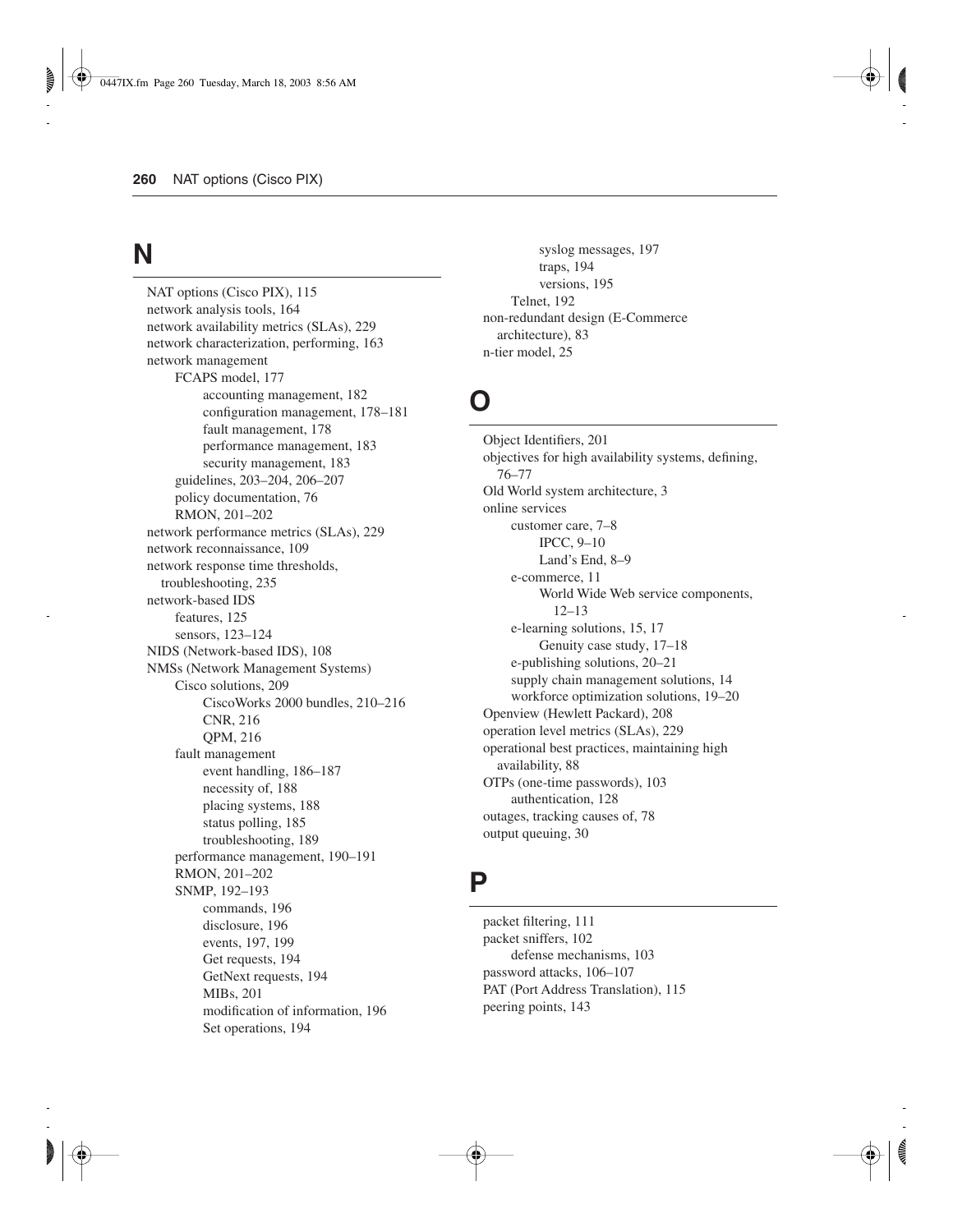## N

- NAT options (Cisco PIX), 115
- network analysis tools, 164
- network availability metrics (SLAs), 229
- network characterization, performing, 163
- network management
  - FCAPS model, 177
    - accounting management, 182
    - configuration management, 178–181
    - fault management, 178
    - performance management, 183
    - security management, 183
  - guidelines, 203–204, 206–207
  - policy documentation, 76
  - RMON, 201–202
- network performance metrics (SLAs), 229
- network reconnaissance, 109
- network response time thresholds, troubleshooting, 235
- network-based IDS
  - features, 125
  - sensors, 123–124
- NIDS (Network-based IDS), 108
- NMSs (Network Management Systems)
  - Cisco solutions, 209
    - CiscoWorks 2000 bundles, 210–216
    - CNR, 216
    - QPM, 216
  - fault management
    - event handling, 186–187
    - necessity of, 188
    - placing systems, 188
    - status polling, 185
    - troubleshooting, 189
  - performance management, 190–191
  - RMON, 201–202
  - SNMP, 192–193
    - commands, 196
    - disclosure, 196
    - events, 197, 199
    - Get requests, 194
    - GetNext requests, 194
    - MIBs, 201
    - modification of information, 196
    - Set operations, 194
    - syslog messages, 197
    - traps, 194
    - versions, 195
  - Telnet, 192
- non-redundant design (E-Commerce architecture), 83
- n-tier model, 25

## O

- Object Identifiers, 201
- objectives for high availability systems, defining, 76–77
- Old World system architecture, 3
- online services
  - customer care, 7–8
    - IPCC, 9–10
    - Land's End, 8–9
  - e-commerce, 11
    - World Wide Web service components, 12–13
  - e-learning solutions, 15, 17
    - Genuity case study, 17–18
  - e-publishing solutions, 20–21
  - supply chain management solutions, 14
  - workforce optimization solutions, 19–20
- Openview (Hewlett Packard), 208
- operation level metrics (SLAs), 229
- operational best practices, maintaining high availability, 88
- OTPs (one-time passwords), 103
  - authentication, 128
- outages, tracking causes of, 78
- output queuing, 30

## P

- packet filtering, 111
- packet sniffers, 102
  - defense mechanisms, 103
- password attacks, 106–107
- PAT (Port Address Translation), 115
- peering points, 143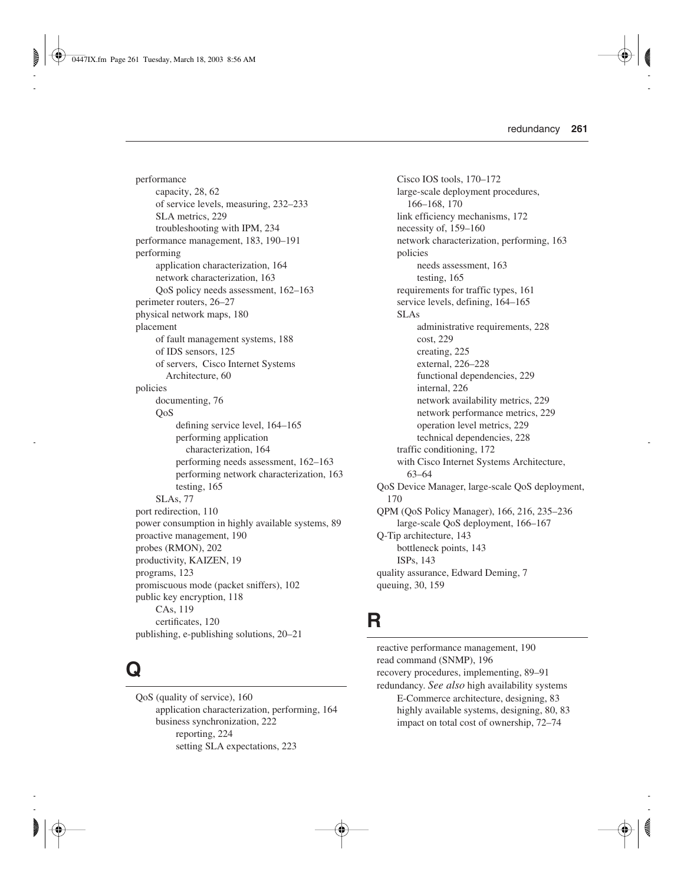performance
- capacity, 28, 62
- of service levels, measuring, 232–233
- SLA metrics, 229
- troubleshooting with IPM, 234

performance management, 183, 190–191

performing
- application characterization, 164
- network characterization, 163
- QoS policy needs assessment, 162–163

perimeter routers, 26–27

physical network maps, 180

placement
- of fault management systems, 188
- of IDS sensors, 125
- of servers, Cisco Internet Systems Architecture, 60

policies
- documenting, 76
- QoS
  - defining service level, 164–165
  - performing application characterization, 164
  - performing needs assessment, 162–163
  - performing network characterization, 163
  - testing, 165
- SLAs, 77

port redirection, 110

power consumption in highly available systems, 89

proactive management, 190

probes (RMON), 202

productivity, KAIZEN, 19

programs, 123

promiscuous mode (packet sniffers), 102

public key encryption, 118
- CAs, 119
- certificates, 120

publishing, e-publishing solutions, 20–21

# Q

QoS (quality of service), 160
- application characterization, performing, 164
- business synchronization, 222
  - reporting, 224
  - setting SLA expectations, 223
- Cisco IOS tools, 170–172
- large-scale deployment procedures, 166–168, 170
- link efficiency mechanisms, 172
- necessity of, 159–160
- network characterization, performing, 163
- policies
  - needs assessment, 163
  - testing, 165
- requirements for traffic types, 161
- service levels, defining, 164–165
- SLAs
  - administrative requirements, 228
  - cost, 229
  - creating, 225
  - external, 226–228
  - functional dependencies, 229
  - internal, 226
  - network availability metrics, 229
  - network performance metrics, 229
  - operation level metrics, 229
  - technical dependencies, 228
- traffic conditioning, 172
- with Cisco Internet Systems Architecture, 63–64

QoS Device Manager, large-scale QoS deployment, 170

QPM (QoS Policy Manager), 166, 216, 235–236
- large-scale QoS deployment, 166–167

Q-Tip architecture, 143
- bottleneck points, 143
- ISPs, 143

quality assurance, Edward Deming, 7

queuing, 30, 159

# R

reactive performance management, 190

read command (SNMP), 196

recovery procedures, implementing, 89–91

redundancy. *See also* high availability systems
- E-Commerce architecture, designing, 83
- highly available systems, designing, 80, 83
- impact on total cost of ownership, 72–74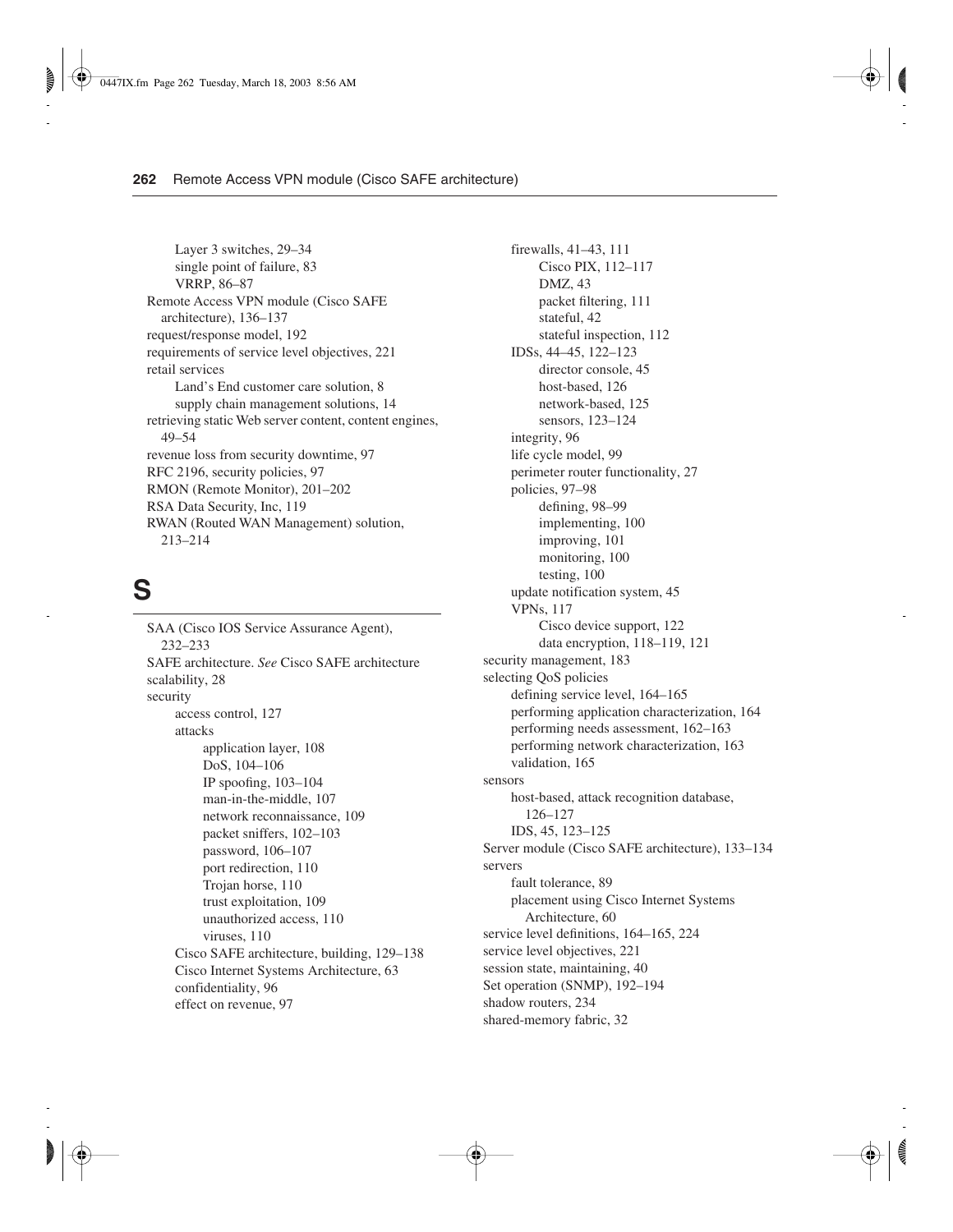Layer 3 switches, 29–34
single point of failure, 83
VRRP, 86–87

Remote Access VPN module (Cisco SAFE architecture), 136–137

request/response model, 192

requirements of service level objectives, 221

retail services
- Land's End customer care solution, 8
- supply chain management solutions, 14

retrieving static Web server content, content engines, 49–54

revenue loss from security downtime, 97

RFC 2196, security policies, 97

RMON (Remote Monitor), 201–202

RSA Data Security, Inc, 119

RWAN (Routed WAN Management) solution, 213–214

# S

SAA (Cisco IOS Service Assurance Agent), 232–233

SAFE architecture. *See* Cisco SAFE architecture

scalability, 28

security
- access control, 127
- attacks
  - application layer, 108
  - DoS, 104–106
  - IP spoofing, 103–104
  - man-in-the-middle, 107
  - network reconnaissance, 109
  - packet sniffers, 102–103
  - password, 106–107
  - port redirection, 110
  - Trojan horse, 110
  - trust exploitation, 109
  - unauthorized access, 110
  - viruses, 110
- Cisco SAFE architecture, building, 129–138
- Cisco Internet Systems Architecture, 63
- confidentiality, 96
- effect on revenue, 97
- firewalls, 41–43, 111
  - Cisco PIX, 112–117
  - DMZ, 43
  - packet filtering, 111
  - stateful, 42
  - stateful inspection, 112
- IDSs, 44–45, 122–123
  - director console, 45
  - host-based, 126
  - network-based, 125
  - sensors, 123–124
- integrity, 96
- life cycle model, 99
- perimeter router functionality, 27
- policies, 97–98
  - defining, 98–99
  - implementing, 100
  - improving, 101
  - monitoring, 100
  - testing, 100
- update notification system, 45
- VPNs, 117
  - Cisco device support, 122
  - data encryption, 118–119, 121

security management, 183

selecting QoS policies
- defining service level, 164–165
- performing application characterization, 164
- performing needs assessment, 162–163
- performing network characterization, 163
- validation, 165

sensors
- host-based, attack recognition database, 126–127
- IDS, 45, 123–125

Server module (Cisco SAFE architecture), 133–134

servers
- fault tolerance, 89
- placement using Cisco Internet Systems Architecture, 60

service level definitions, 164–165, 224

service level objectives, 221

session state, maintaining, 40

Set operation (SNMP), 192–194

shadow routers, 234

shared-memory fabric, 32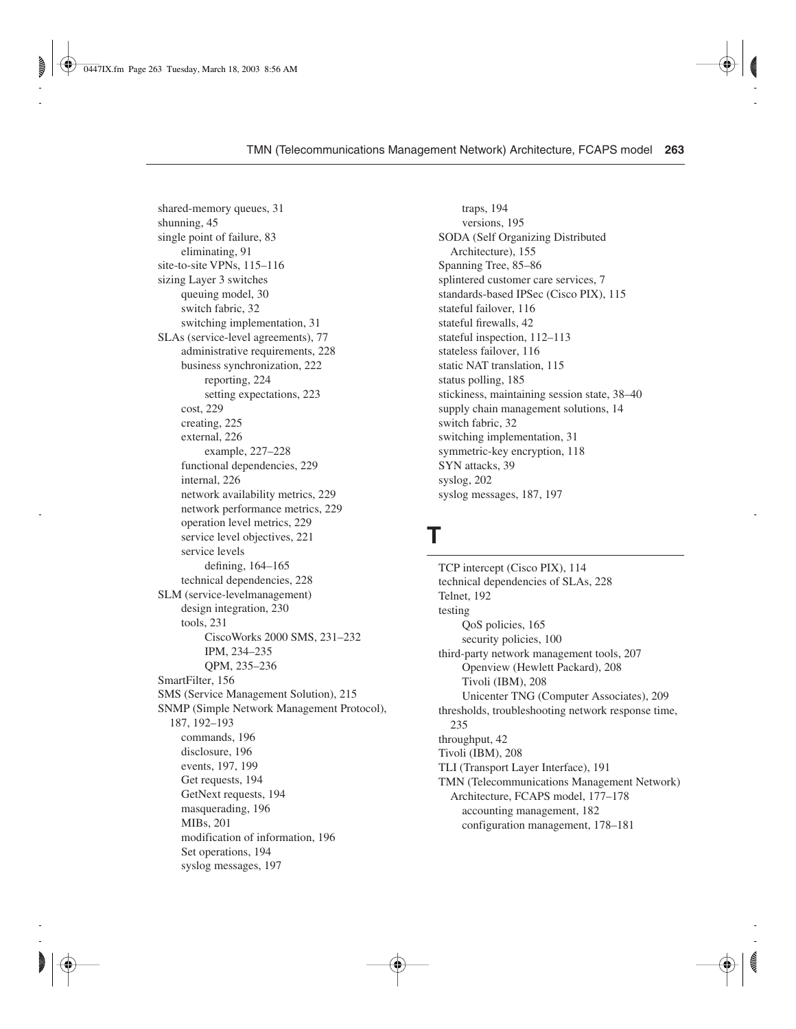shared-memory queues, 31
shunning, 45
single point of failure, 83
    eliminating, 91
site-to-site VPNs, 115–116
sizing Layer 3 switches
    queuing model, 30
    switch fabric, 32
    switching implementation, 31
SLAs (service-level agreements), 77
    administrative requirements, 228
    business synchronization, 222
        reporting, 224
        setting expectations, 223
    cost, 229
    creating, 225
    external, 226
        example, 227–228
    functional dependencies, 229
    internal, 226
    network availability metrics, 229
    network performance metrics, 229
    operation level metrics, 229
    service level objectives, 221
    service levels
        defining, 164–165
    technical dependencies, 228
SLM (service-levelmanagement)
    design integration, 230
    tools, 231
        CiscoWorks 2000 SMS, 231–232
        IPM, 234–235
        QPM, 235–236
SmartFilter, 156
SMS (Service Management Solution), 215
SNMP (Simple Network Management Protocol), 187, 192–193
    commands, 196
    disclosure, 196
    events, 197, 199
    Get requests, 194
    GetNext requests, 194
    masquerading, 196
    MIBs, 201
    modification of information, 196
    Set operations, 194
    syslog messages, 197
    traps, 194
    versions, 195
SODA (Self Organizing Distributed Architecture), 155
Spanning Tree, 85–86
splintered customer care services, 7
standards-based IPSec (Cisco PIX), 115
stateful failover, 116
stateful firewalls, 42
stateful inspection, 112–113
stateless failover, 116
static NAT translation, 115
status polling, 185
stickiness, maintaining session state, 38–40
supply chain management solutions, 14
switch fabric, 32
switching implementation, 31
symmetric-key encryption, 118
SYN attacks, 39
syslog, 202
syslog messages, 187, 197

# T

TCP intercept (Cisco PIX), 114
technical dependencies of SLAs, 228
Telnet, 192
testing
    QoS policies, 165
    security policies, 100
third-party network management tools, 207
    Openview (Hewlett Packard), 208
    Tivoli (IBM), 208
    Unicenter TNG (Computer Associates), 209
thresholds, troubleshooting network response time, 235
throughput, 42
Tivoli (IBM), 208
TLI (Transport Layer Interface), 191
TMN (Telecommunications Management Network) Architecture, FCAPS model, 177–178
    accounting management, 182
    configuration management, 178–181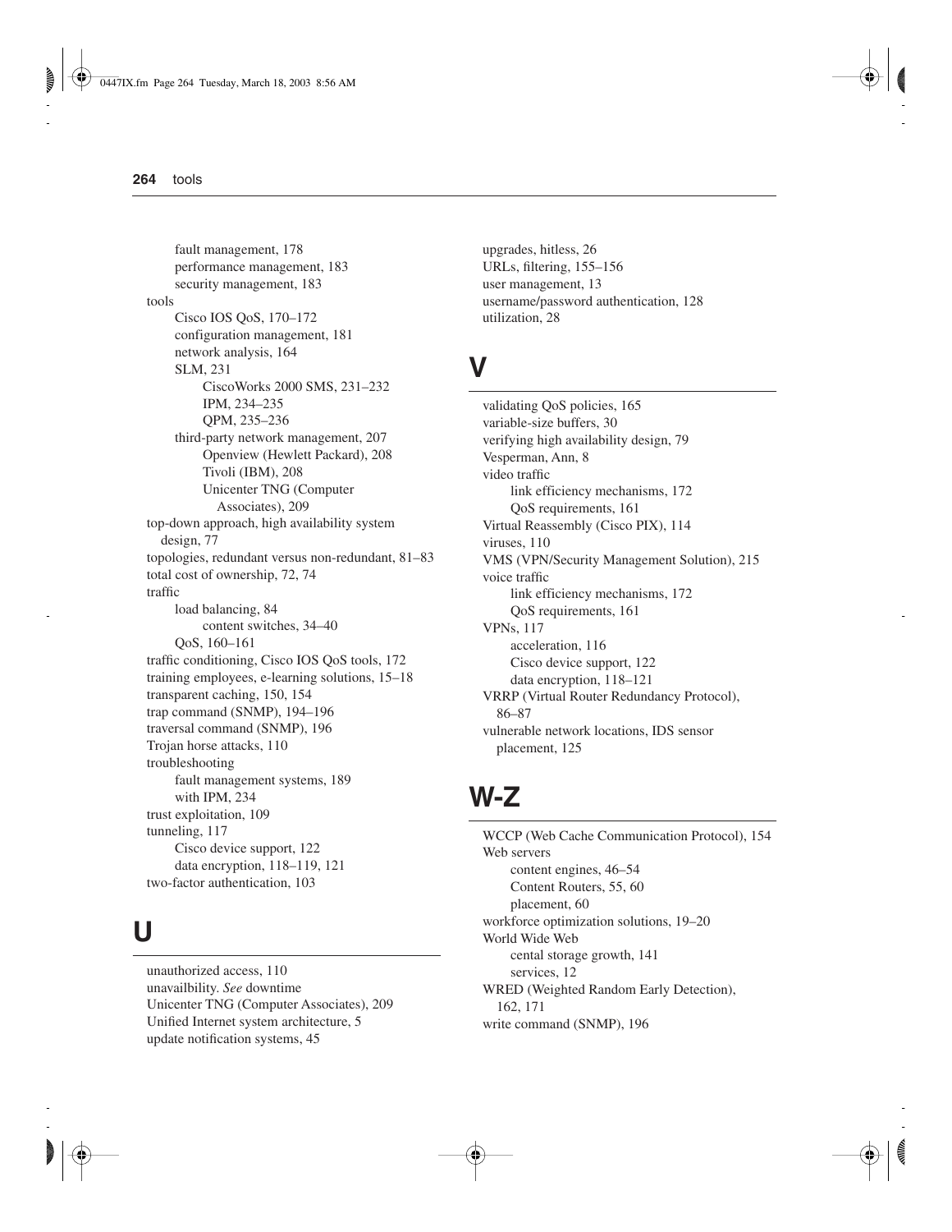fault management, 178
performance management, 183
security management, 183

tools
- Cisco IOS QoS, 170–172
- configuration management, 181
- network analysis, 164
- SLM, 231
  - CiscoWorks 2000 SMS, 231–232
  - IPM, 234–235
  - QPM, 235–236
- third-party network management, 207
  - Openview (Hewlett Packard), 208
  - Tivoli (IBM), 208
  - Unicenter TNG (Computer Associates), 209

top-down approach, high availability system design, 77
topologies, redundant versus non-redundant, 81–83
total cost of ownership, 72, 74
traffic
- load balancing, 84
  - content switches, 34–40
- QoS, 160–161

traffic conditioning, Cisco IOS QoS tools, 172
training employees, e-learning solutions, 15–18
transparent caching, 150, 154
trap command (SNMP), 194–196
traversal command (SNMP), 196
Trojan horse attacks, 110
troubleshooting
- fault management systems, 189
- with IPM, 234

trust exploitation, 109
tunneling, 117
- Cisco device support, 122
- data encryption, 118–119, 121

two-factor authentication, 103

## U

unauthorized access, 110
unavailbility. *See* downtime
Unicenter TNG (Computer Associates), 209
Unified Internet system architecture, 5
update notification systems, 45
upgrades, hitless, 26
URLs, filtering, 155–156
user management, 13
username/password authentication, 128
utilization, 28

## V

validating QoS policies, 165
variable-size buffers, 30
verifying high availability design, 79
Vesperman, Ann, 8
video traffic
- link efficiency mechanisms, 172
- QoS requirements, 161

Virtual Reassembly (Cisco PIX), 114
viruses, 110
VMS (VPN/Security Management Solution), 215
voice traffic
- link efficiency mechanisms, 172
- QoS requirements, 161

VPNs, 117
- acceleration, 116
- Cisco device support, 122
- data encryption, 118–121

VRRP (Virtual Router Redundancy Protocol), 86–87
vulnerable network locations, IDS sensor placement, 125

## W-Z

WCCP (Web Cache Communication Protocol), 154
Web servers
- content engines, 46–54
- Content Routers, 55, 60
- placement, 60

workforce optimization solutions, 19–20
World Wide Web
- cental storage growth, 141
- services, 12

WRED (Weighted Random Early Detection), 162, 171
write command (SNMP), 196